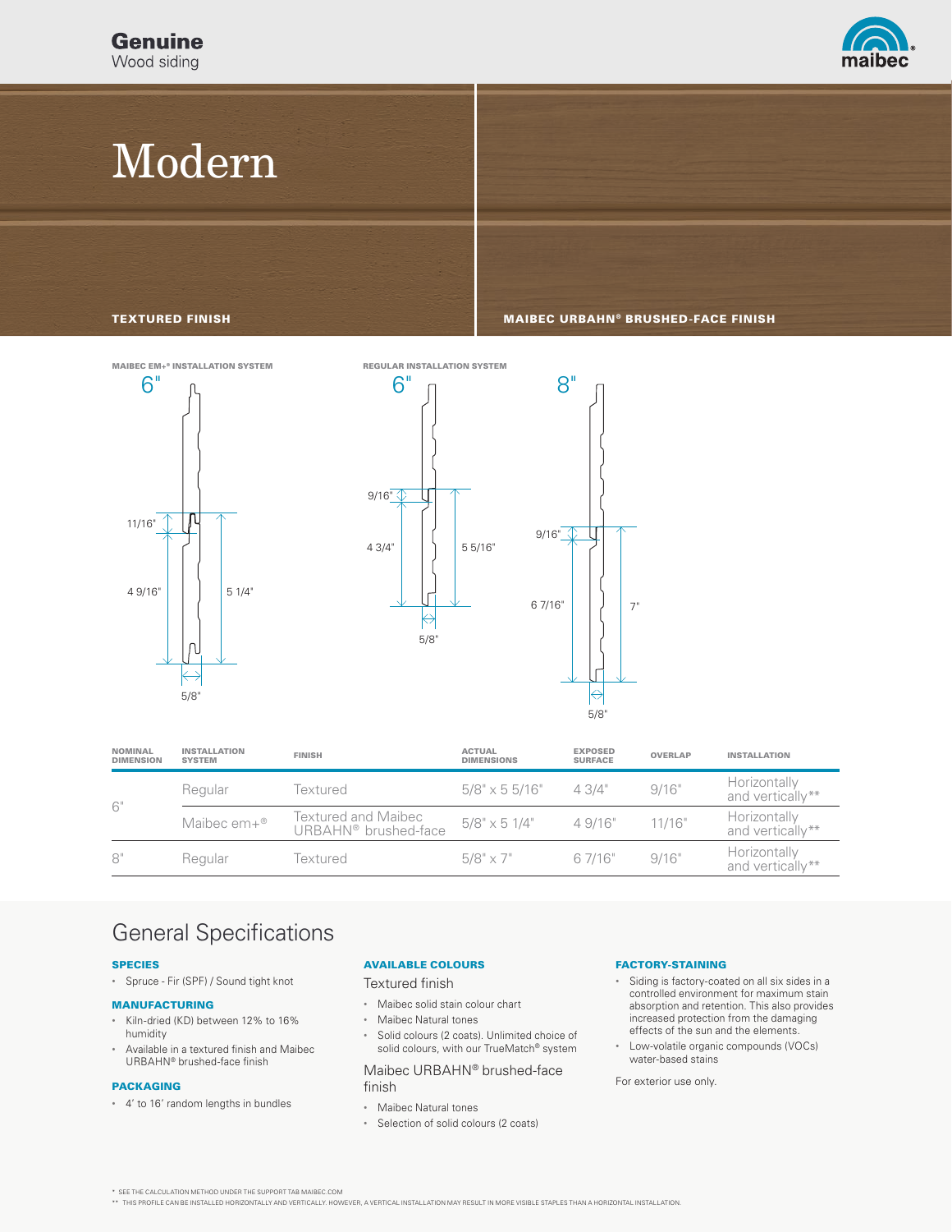**Genuine**
Wood siding

# Modern

**TEXTURED FINISH**

**MAIBEC URBAHN® BRUSHED-FACE FINISH**

**MAIBEC EM+® INSTALLATION SYSTEM**

6"

11/16"

4 9/16"

5 1/4"

5/8"

**REGULAR INSTALLATION SYSTEM**

6"

9/16"

4 3/4"

5 5/16"

5/8"

8"

9/16"

6 7/16"

7"

5/8"

| NOMINAL DIMENSION | INSTALLATION SYSTEM | FINISH | ACTUAL DIMENSIONS | EXPOSED SURFACE | OVERLAP | INSTALLATION |
|---|---|---|---|---|---|---|
| 6" | Regular | Textured | 5/8" x 5 5/16" | 4 3/4" | 9/16" | Horizontally and vertically** |
| | Maibec em+® | Textured and Maibec URBAHN® brushed-face | 5/8" x 5 1/4" | 4 9/16" | 11/16" | Horizontally and vertically** |
| 8" | Regular | Textured | 5/8" x 7" | 6 7/16" | 9/16" | Horizontally and vertically** |

## General Specifications

### SPECIES

- Spruce - Fir (SPF) / Sound tight knot

### MANUFACTURING

- Kiln-dried (KD) between 12% to 16% humidity
- Available in a textured finish and Maibec URBAHN® brushed-face finish

### PACKAGING

- 4' to 16' random lengths in bundles

### AVAILABLE COLOURS

Textured finish

- Maibec solid stain colour chart
- Maibec Natural tones
- Solid colours (2 coats). Unlimited choice of solid colours, with our TrueMatch® system

Maibec URBAHN® brushed-face finish

- Maibec Natural tones
- Selection of solid colours (2 coats)

### FACTORY-STAINING

- Siding is factory-coated on all six sides in a controlled environment for maximum stain absorption and retention. This also provides increased protection from the damaging effects of the sun and the elements.
- Low-volatile organic compounds (VOCs) water-based stains

For exterior use only.

* SEE THE CALCULATION METHOD UNDER THE SUPPORT TAB MAIBEC.COM
** THIS PROFILE CAN BE INSTALLED HORIZONTALLY AND VERTICALLY. HOWEVER, A VERTICAL INSTALLATION MAY RESULT IN MORE VISIBLE STAPLES THAN A HORIZONTAL INSTALLATION.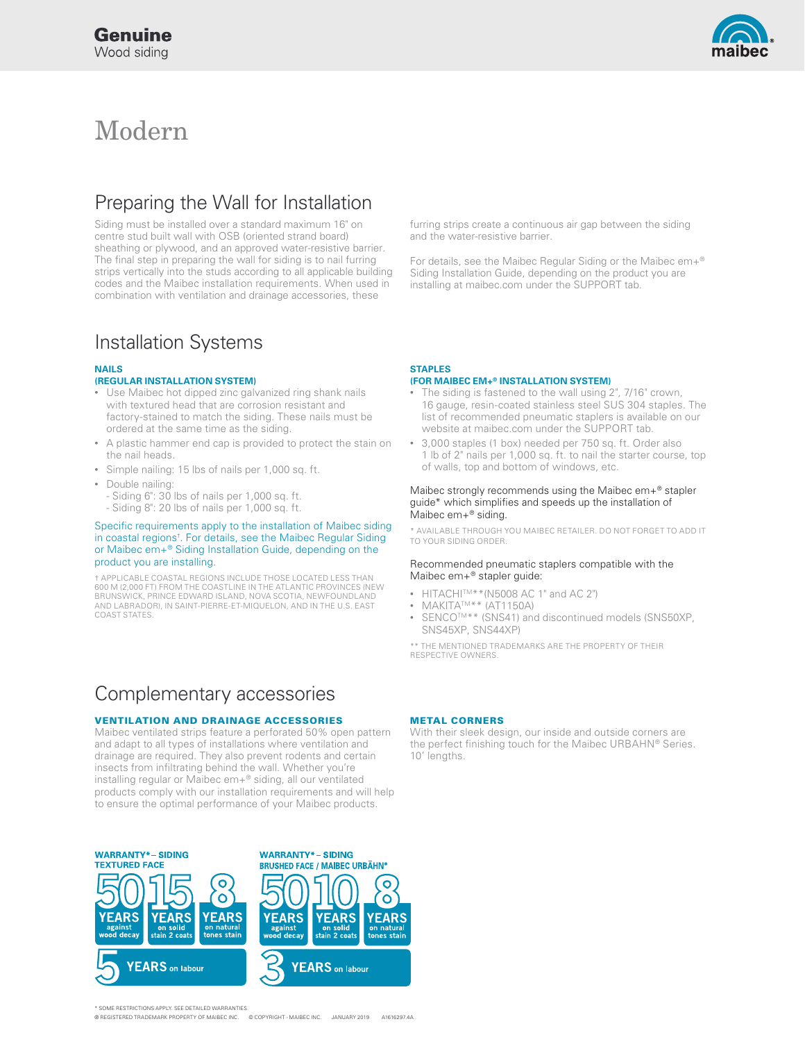Genuine
Wood siding

maibec

# Modern

## Preparing the Wall for Installation

Siding must be installed over a standard maximum 16" on centre stud built wall with OSB (oriented strand board) sheathing or plywood, and an approved water-resistive barrier. The final step in preparing the wall for siding is to nail furring strips vertically into the studs according to all applicable building codes and the Maibec installation requirements. When used in combination with ventilation and drainage accessories, these furring strips create a continuous air gap between the siding and the water-resistive barrier.

For details, see the Maibec Regular Siding or the Maibec em+® Siding Installation Guide, depending on the product you are installing at maibec.com under the SUPPORT tab.

## Installation Systems

### NAILS
### (REGULAR INSTALLATION SYSTEM)

- Use Maibec hot dipped zinc galvanized ring shank nails with textured head that are corrosion resistant and factory-stained to match the siding. These nails must be ordered at the same time as the siding.
- A plastic hammer end cap is provided to protect the stain on the nail heads.
- Simple nailing: 15 lbs of nails per 1,000 sq. ft.
- Double nailing:
  - Siding 6": 30 lbs of nails per 1,000 sq. ft.
  - Siding 8": 20 lbs of nails per 1,000 sq. ft.

Specific requirements apply to the installation of Maibec siding in coastal regions†. For details, see the Maibec Regular Siding or Maibec em+® Siding Installation Guide, depending on the product you are installing.

† APPLICABLE COASTAL REGIONS INCLUDE THOSE LOCATED LESS THAN 600 M (2,000 FT) FROM THE COASTLINE IN THE ATLANTIC PROVINCES (NEW BRUNSWICK, PRINCE EDWARD ISLAND, NOVA SCOTIA, NEWFOUNDLAND AND LABRADOR), IN SAINT-PIERRE-ET-MIQUELON, AND IN THE U.S. EAST COAST STATES.

### STAPLES
### (FOR MAIBEC EM+® INSTALLATION SYSTEM)

- The siding is fastened to the wall using 2", 7/16" crown, 16 gauge, resin-coated stainless steel SUS 304 staples. The list of recommended pneumatic staplers is available on our website at maibec.com under the SUPPORT tab.
- 3,000 staples (1 box) needed per 750 sq. ft. Order also 1 lb of 2" nails per 1,000 sq. ft. to nail the starter course, top of walls, top and bottom of windows, etc.

Maibec strongly recommends using the Maibec em+® stapler guide* which simplifies and speeds up the installation of Maibec em+® siding.

* AVAILABLE THROUGH YOU MAIBEC RETAILER. DO NOT FORGET TO ADD IT TO YOUR SIDING ORDER.

Recommended pneumatic staplers compatible with the Maibec em+® stapler guide:

- HITACHI™** (N5008 AC 1" and AC 2")
- MAKITA™** (AT1150A)
- SENCO™** (SNS41) and discontinued models (SNS50XP, SNS45XP, SNS44XP)

** THE MENTIONED TRADEMARKS ARE THE PROPERTY OF THEIR RESPECTIVE OWNERS.

## Complementary accessories

### VENTILATION AND DRAINAGE ACCESSORIES

Maibec ventilated strips feature a perforated 50% open pattern and adapt to all types of installations where ventilation and drainage are required. They also prevent rodents and certain insects from infiltrating behind the wall. Whether you're installing regular or Maibec em+® siding, all our ventilated products comply with our installation requirements and will help to ensure the optimal performance of your Maibec products.

### METAL CORNERS

With their sleek design, our inside and outside corners are the perfect finishing touch for the Maibec URBAHN® Series. 10' lengths.

**WARRANTY* – SIDING**
**TEXTURED FACE**

50 YEARS against wood decay
15 YEARS on solid stain 2 coats
8 YEARS on natural tones stain
5 YEARS on labour

**WARRANTY* – SIDING**
**BRUSHED FACE / MAIBEC URBĀHN®**

50 YEARS against wood decay
10 YEARS on solid stain 2 coats
8 YEARS on natural tones stain
3 YEARS on labour

* SOME RESTRICTIONS APPLY. SEE DETAILED WARRANTIES.
® REGISTERED TRADEMARK PROPERTY OF MAIBEC INC. © COPYRIGHT - MAIBEC INC. JANUARY 2019 A1616297.4A